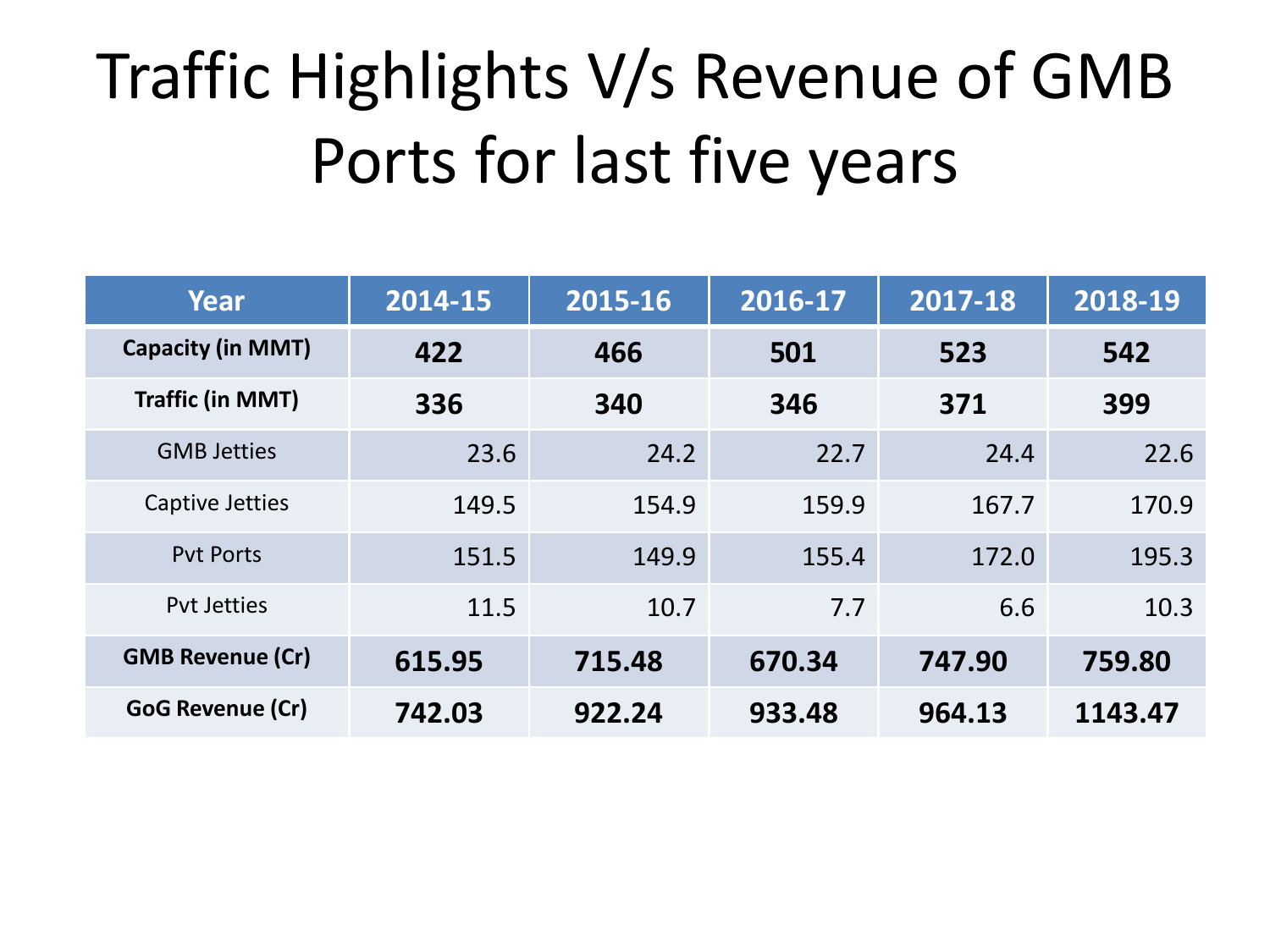# Traffic Highlights V/s Revenue of GMB Ports for last five years

| Year | 2014-15 | 2015-16 | 2016-17 | 2017-18 | 2018-19 |
|---|---|---|---|---|---|
| **Capacity (in MMT)** | **422** | **466** | **501** | **523** | **542** |
| **Traffic (in MMT)** | **336** | **340** | **346** | **371** | **399** |
| GMB Jetties | 23.6 | 24.2 | 22.7 | 24.4 | 22.6 |
| Captive Jetties | 149.5 | 154.9 | 159.9 | 167.7 | 170.9 |
| Pvt Ports | 151.5 | 149.9 | 155.4 | 172.0 | 195.3 |
| Pvt Jetties | 11.5 | 10.7 | 7.7 | 6.6 | 10.3 |
| **GMB Revenue (Cr)** | **615.95** | **715.48** | **670.34** | **747.90** | **759.80** |
| **GoG Revenue (Cr)** | **742.03** | **922.24** | **933.48** | **964.13** | **1143.47** |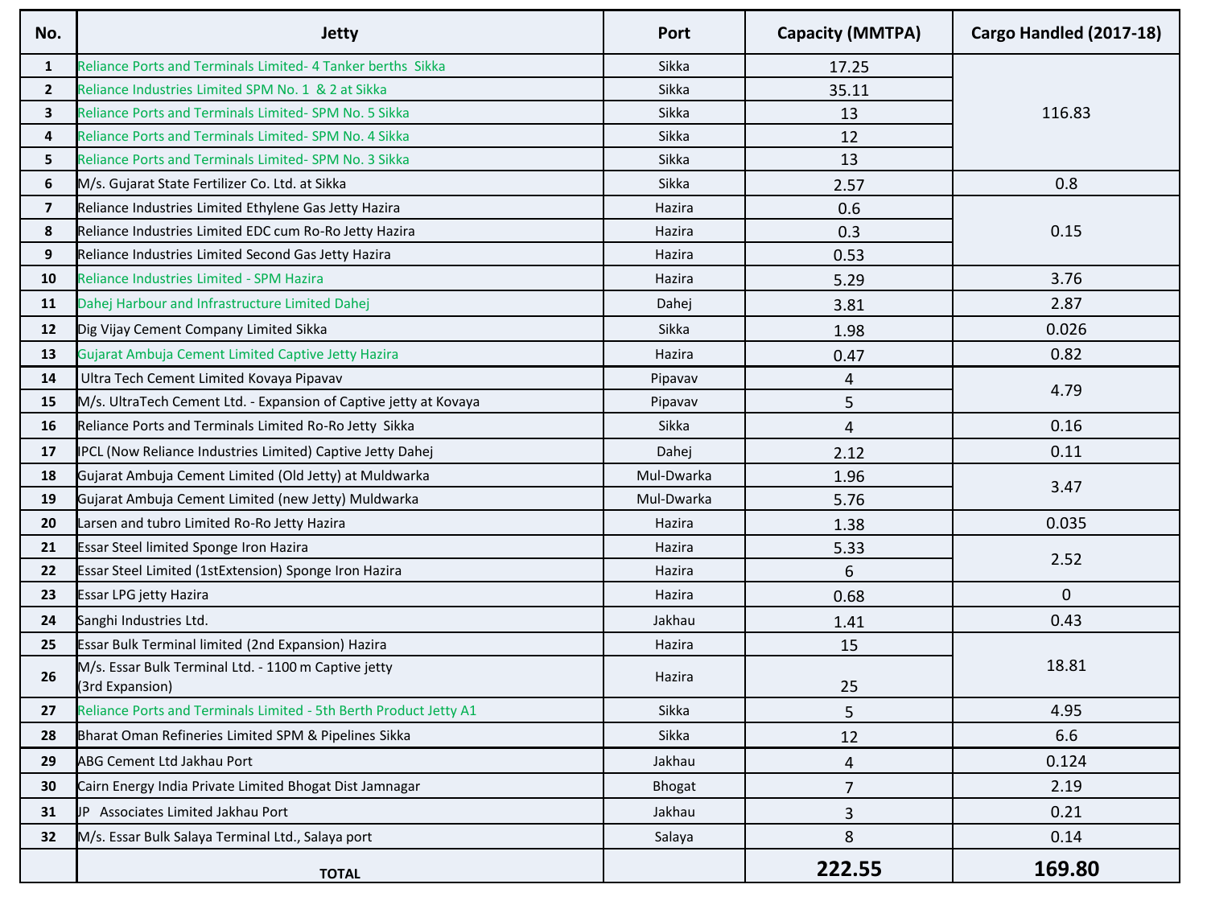| No. | Jetty | Port | Capacity (MMTPA) | Cargo Handled (2017-18) |
|---|---|---|---|---|
| 1 | Reliance Ports and Terminals Limited- 4 Tanker berths Sikka | Sikka | 17.25 | 116.83 |
| 2 | Reliance Industries Limited SPM No. 1 & 2 at Sikka | Sikka | 35.11 | |
| 3 | Reliance Ports and Terminals Limited- SPM No. 5 Sikka | Sikka | 13 | |
| 4 | Reliance Ports and Terminals Limited- SPM No. 4 Sikka | Sikka | 12 | |
| 5 | Reliance Ports and Terminals Limited- SPM No. 3 Sikka | Sikka | 13 | |
| 6 | M/s. Gujarat State Fertilizer Co. Ltd. at Sikka | Sikka | 2.57 | 0.8 |
| 7 | Reliance Industries Limited Ethylene Gas Jetty Hazira | Hazira | 0.6 | 0.15 |
| 8 | Reliance Industries Limited EDC cum Ro-Ro Jetty Hazira | Hazira | 0.3 | |
| 9 | Reliance Industries Limited Second Gas Jetty Hazira | Hazira | 0.53 | |
| 10 | Reliance Industries Limited - SPM Hazira | Hazira | 5.29 | 3.76 |
| 11 | Dahej Harbour and Infrastructure Limited Dahej | Dahej | 3.81 | 2.87 |
| 12 | Dig Vijay Cement Company Limited Sikka | Sikka | 1.98 | 0.026 |
| 13 | Gujarat Ambuja Cement Limited Captive Jetty Hazira | Hazira | 0.47 | 0.82 |
| 14 | Ultra Tech Cement Limited Kovaya Pipavav | Pipavav | 4 | 4.79 |
| 15 | M/s. UltraTech Cement Ltd. - Expansion of Captive jetty at Kovaya | Pipavav | 5 | |
| 16 | Reliance Ports and Terminals Limited Ro-Ro Jetty Sikka | Sikka | 4 | 0.16 |
| 17 | IPCL (Now Reliance Industries Limited) Captive Jetty Dahej | Dahej | 2.12 | 0.11 |
| 18 | Gujarat Ambuja Cement Limited (Old Jetty) at Muldwarka | Mul-Dwarka | 1.96 | 3.47 |
| 19 | Gujarat Ambuja Cement Limited (new Jetty) Muldwarka | Mul-Dwarka | 5.76 | |
| 20 | Larsen and tubro Limited Ro-Ro Jetty Hazira | Hazira | 1.38 | 0.035 |
| 21 | Essar Steel limited Sponge Iron Hazira | Hazira | 5.33 | 2.52 |
| 22 | Essar Steel Limited (1stExtension) Sponge Iron Hazira | Hazira | 6 | |
| 23 | Essar LPG jetty Hazira | Hazira | 0.68 | 0 |
| 24 | Sanghi Industries Ltd. | Jakhau | 1.41 | 0.43 |
| 25 | Essar Bulk Terminal limited (2nd Expansion) Hazira | Hazira | 15 | 18.81 |
| 26 | M/s. Essar Bulk Terminal Ltd. - 1100 m Captive jetty (3rd Expansion) | Hazira | 25 | |
| 27 | Reliance Ports and Terminals Limited - 5th Berth Product Jetty A1 | Sikka | 5 | 4.95 |
| 28 | Bharat Oman Refineries Limited SPM & Pipelines Sikka | Sikka | 12 | 6.6 |
| 29 | ABG Cement Ltd Jakhau Port | Jakhau | 4 | 0.124 |
| 30 | Cairn Energy India Private Limited Bhogat Dist Jamnagar | Bhogat | 7 | 2.19 |
| 31 | JP Associates Limited Jakhau Port | Jakhau | 3 | 0.21 |
| 32 | M/s. Essar Bulk Salaya Terminal Ltd., Salaya port | Salaya | 8 | 0.14 |
| | **TOTAL** | | **222.55** | **169.80** |